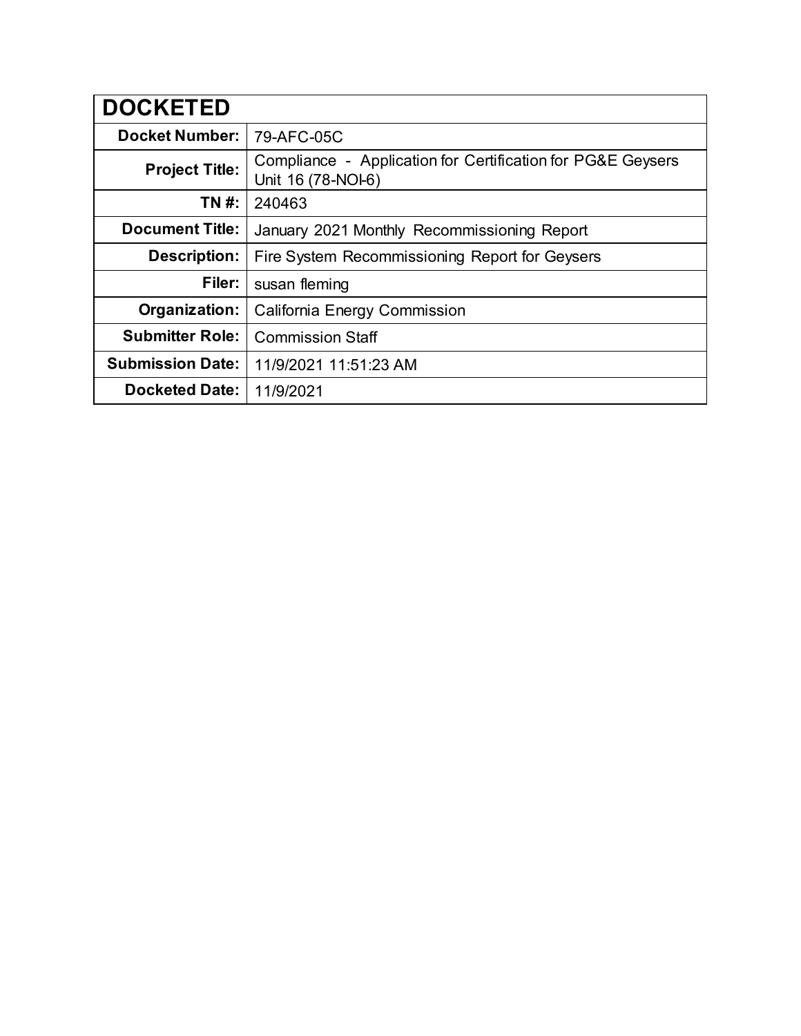| DOCKETED | |
|---|---|
| **Docket Number:** | 79-AFC-05C |
| **Project Title:** | Compliance - Application for Certification for PG&E Geysers Unit 16 (78-NOI-6) |
| **TN #:** | 240463 |
| **Document Title:** | January 2021 Monthly Recommissioning Report |
| **Description:** | Fire System Recommissioning Report for Geysers |
| **Filer:** | susan fleming |
| **Organization:** | California Energy Commission |
| **Submitter Role:** | Commission Staff |
| **Submission Date:** | 11/9/2021 11:51:23 AM |
| **Docketed Date:** | 11/9/2021 |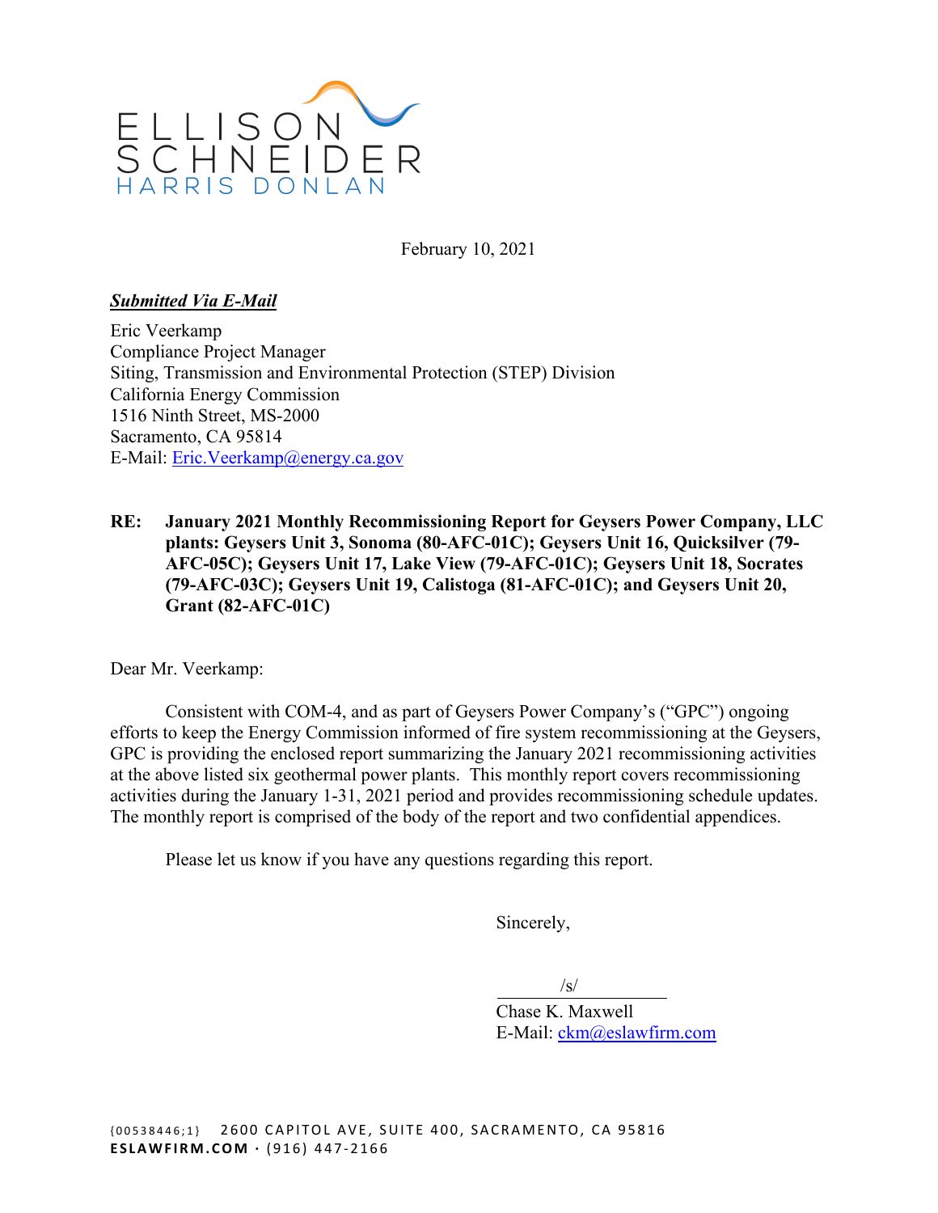ELLISON
SCHNEIDER
HARRIS DONLAN

February 10, 2021

***Submitted Via E-Mail***

Eric Veerkamp
Compliance Project Manager
Siting, Transmission and Environmental Protection (STEP) Division
California Energy Commission
1516 Ninth Street, MS-2000
Sacramento, CA 95814
E-Mail: Eric.Veerkamp@energy.ca.gov

**RE: January 2021 Monthly Recommissioning Report for Geysers Power Company, LLC plants: Geysers Unit 3, Sonoma (80-AFC-01C); Geysers Unit 16, Quicksilver (79-AFC-05C); Geysers Unit 17, Lake View (79-AFC-01C); Geysers Unit 18, Socrates (79-AFC-03C); Geysers Unit 19, Calistoga (81-AFC-01C); and Geysers Unit 20, Grant (82-AFC-01C)**

Dear Mr. Veerkamp:

Consistent with COM-4, and as part of Geysers Power Company's ("GPC") ongoing efforts to keep the Energy Commission informed of fire system recommissioning at the Geysers, GPC is providing the enclosed report summarizing the January 2021 recommissioning activities at the above listed six geothermal power plants. This monthly report covers recommissioning activities during the January 1-31, 2021 period and provides recommissioning schedule updates. The monthly report is comprised of the body of the report and two confidential appendices.

Please let us know if you have any questions regarding this report.

Sincerely,

/s/

Chase K. Maxwell
E-Mail: ckm@eslawfirm.com

{00538446;1} 2600 CAPITOL AVE, SUITE 400, SACRAMENTO, CA 95816
**ESLAWFIRM.COM** · (916) 447-2166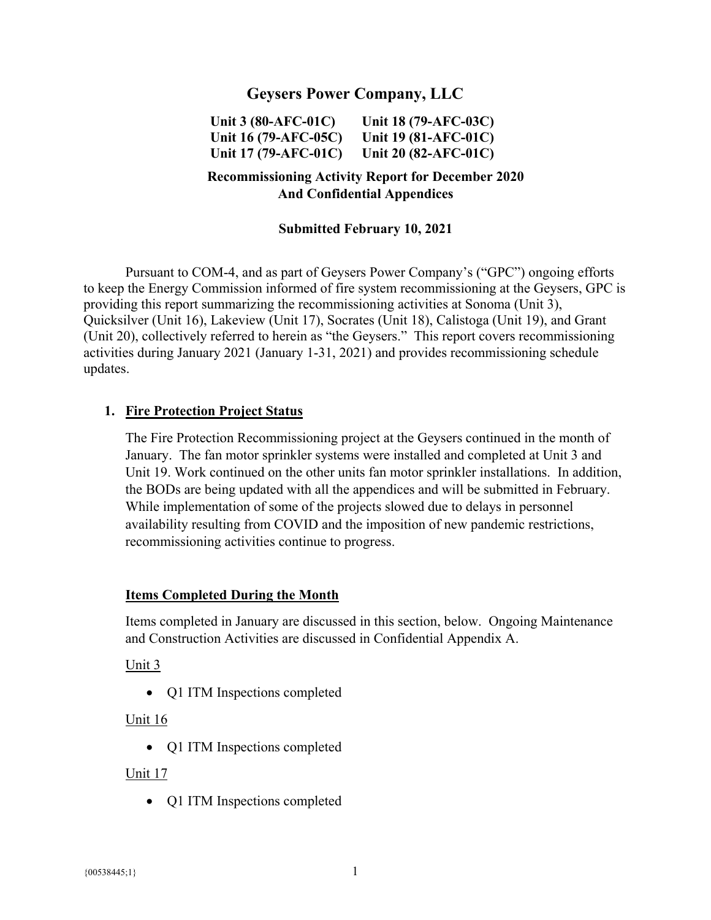# Geysers Power Company, LLC

**Unit 3 (80-AFC-01C)** **Unit 18 (79-AFC-03C)**
**Unit 16 (79-AFC-05C)** **Unit 19 (81-AFC-01C)**
**Unit 17 (79-AFC-01C)** **Unit 20 (82-AFC-01C)**

**Recommissioning Activity Report for December 2020**
**And Confidential Appendices**

**Submitted February 10, 2021**

Pursuant to COM-4, and as part of Geysers Power Company's ("GPC") ongoing efforts to keep the Energy Commission informed of fire system recommissioning at the Geysers, GPC is providing this report summarizing the recommissioning activities at Sonoma (Unit 3), Quicksilver (Unit 16), Lakeview (Unit 17), Socrates (Unit 18), Calistoga (Unit 19), and Grant (Unit 20), collectively referred to herein as "the Geysers." This report covers recommissioning activities during January 2021 (January 1-31, 2021) and provides recommissioning schedule updates.

1. **Fire Protection Project Status**

The Fire Protection Recommissioning project at the Geysers continued in the month of January. The fan motor sprinkler systems were installed and completed at Unit 3 and Unit 19. Work continued on the other units fan motor sprinkler installations. In addition, the BODs are being updated with all the appendices and will be submitted in February. While implementation of some of the projects slowed due to delays in personnel availability resulting from COVID and the imposition of new pandemic restrictions, recommissioning activities continue to progress.

**Items Completed During the Month**

Items completed in January are discussed in this section, below. Ongoing Maintenance and Construction Activities are discussed in Confidential Appendix A.

Unit 3

- Q1 ITM Inspections completed

Unit 16

- Q1 ITM Inspections completed

Unit 17

- Q1 ITM Inspections completed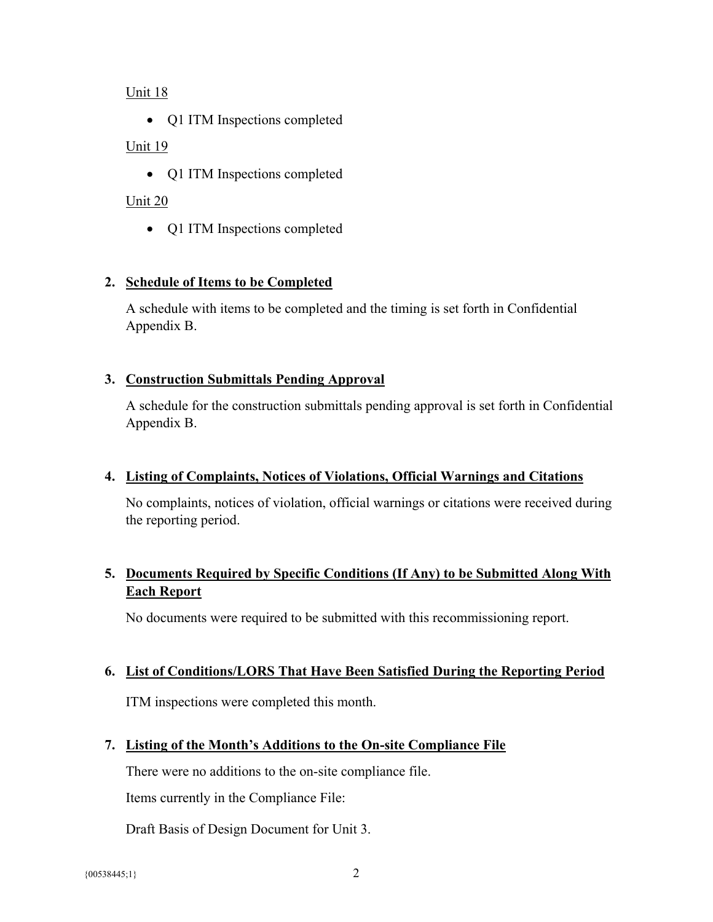Unit 18

- Q1 ITM Inspections completed

Unit 19

- Q1 ITM Inspections completed

Unit 20

- Q1 ITM Inspections completed

## 2. Schedule of Items to be Completed

A schedule with items to be completed and the timing is set forth in Confidential Appendix B.

## 3. Construction Submittals Pending Approval

A schedule for the construction submittals pending approval is set forth in Confidential Appendix B.

## 4. Listing of Complaints, Notices of Violations, Official Warnings and Citations

No complaints, notices of violation, official warnings or citations were received during the reporting period.

## 5. Documents Required by Specific Conditions (If Any) to be Submitted Along With Each Report

No documents were required to be submitted with this recommissioning report.

## 6. List of Conditions/LORS That Have Been Satisfied During the Reporting Period

ITM inspections were completed this month.

## 7. Listing of the Month's Additions to the On-site Compliance File

There were no additions to the on-site compliance file.

Items currently in the Compliance File:

Draft Basis of Design Document for Unit 3.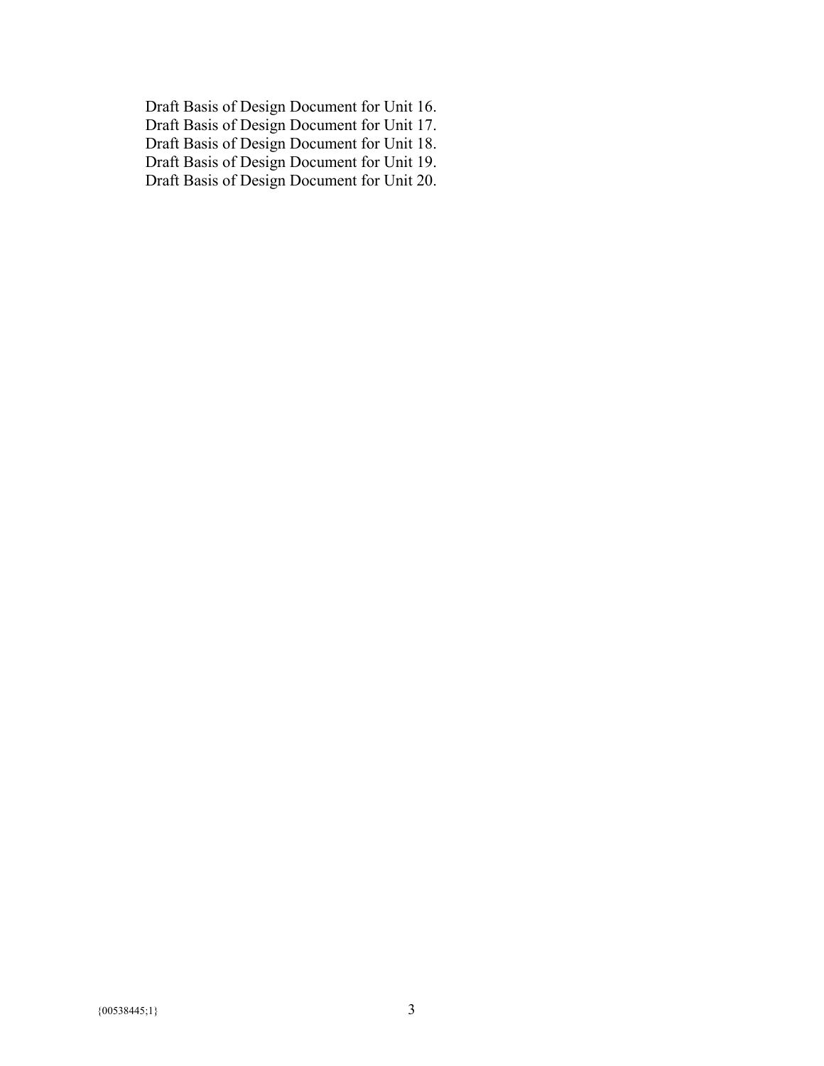Draft Basis of Design Document for Unit 16.
Draft Basis of Design Document for Unit 17.
Draft Basis of Design Document for Unit 18.
Draft Basis of Design Document for Unit 19.
Draft Basis of Design Document for Unit 20.